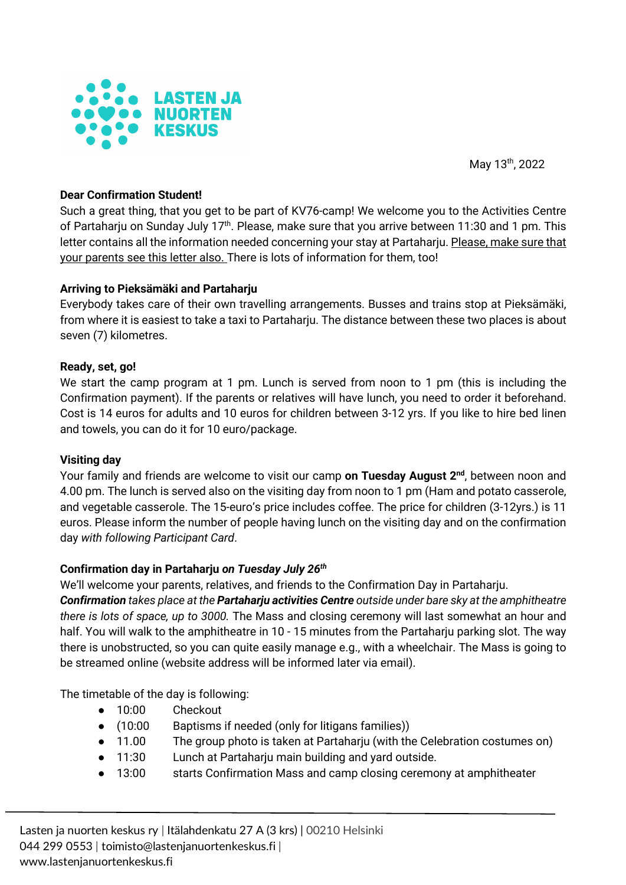LASTEN JA NUORTEN KESKUS

May 13th, 2022

**Dear Confirmation Student!**

Such a great thing, that you get to be part of KV76-camp! We welcome you to the Activities Centre of Partaharju on Sunday July 17th. Please, make sure that you arrive between 11:30 and 1 pm. This letter contains all the information needed concerning your stay at Partaharju. Please, make sure that your parents see this letter also. There is lots of information for them, too!

**Arriving to Pieksämäki and Partaharju**

Everybody takes care of their own travelling arrangements. Busses and trains stop at Pieksämäki, from where it is easiest to take a taxi to Partaharju. The distance between these two places is about seven (7) kilometres.

**Ready, set, go!**

We start the camp program at 1 pm. Lunch is served from noon to 1 pm (this is including the Confirmation payment). If the parents or relatives will have lunch, you need to order it beforehand. Cost is 14 euros for adults and 10 euros for children between 3-12 yrs. If you like to hire bed linen and towels, you can do it for 10 euro/package.

**Visiting day**

Your family and friends are welcome to visit our camp **on Tuesday August 2nd**, between noon and 4.00 pm. The lunch is served also on the visiting day from noon to 1 pm (Ham and potato casserole, and vegetable casserole. The 15-euro's price includes coffee. The price for children (3-12yrs.) is 11 euros. Please inform the number of people having lunch on the visiting day and on the confirmation day *with following Participant Card*.

**Confirmation day in Partaharju *on Tuesday July 26th***

We'll welcome your parents, relatives, and friends to the Confirmation Day in Partaharju.
***Confirmation** takes place at the **Partaharju activities Centre** outside under bare sky at the amphitheatre there is lots of space, up to 3000.* The Mass and closing ceremony will last somewhat an hour and half. You will walk to the amphitheatre in 10 - 15 minutes from the Partaharju parking slot. The way there is unobstructed, so you can quite easily manage e.g., with a wheelchair. The Mass is going to be streamed online (website address will be informed later via email).

The timetable of the day is following:

- 10:00 Checkout
- (10:00 Baptisms if needed (only for litigans families))
- 11.00 The group photo is taken at Partaharju (with the Celebration costumes on)
- 11:30 Lunch at Partaharju main building and yard outside.
- 13:00 starts Confirmation Mass and camp closing ceremony at amphitheater

Lasten ja nuorten keskus ry | Itälahdenkatu 27 A (3 krs) | 00210 Helsinki
044 299 0553 | toimisto@lastenjanuortenkeskus.fi |
www.lastenjanuortenkeskus.fi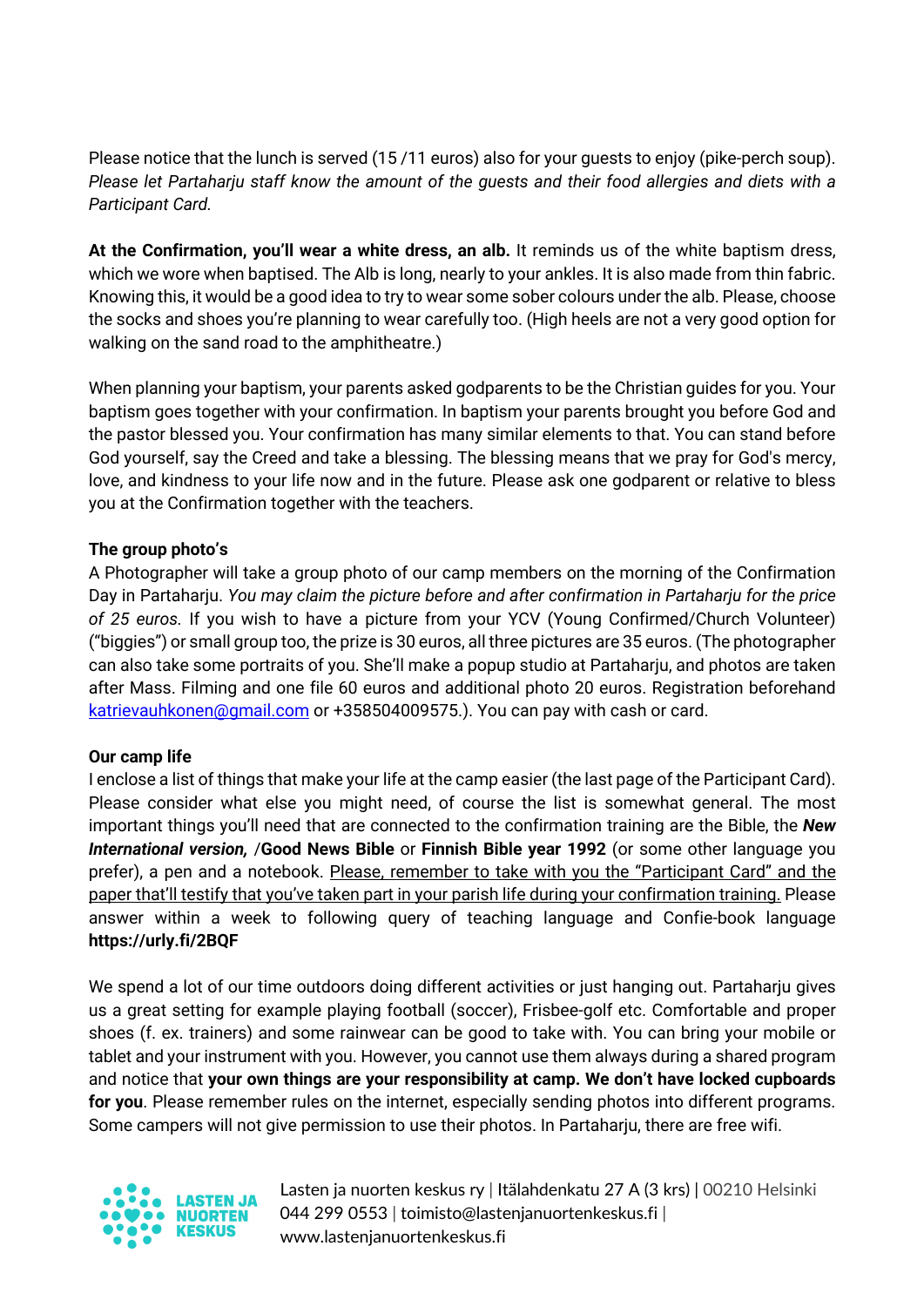Please notice that the lunch is served (15 /11 euros) also for your guests to enjoy (pike-perch soup). *Please let Partaharju staff know the amount of the guests and their food allergies and diets with a Participant Card.*

**At the Confirmation, you'll wear a white dress, an alb.** It reminds us of the white baptism dress, which we wore when baptised. The Alb is long, nearly to your ankles. It is also made from thin fabric. Knowing this, it would be a good idea to try to wear some sober colours under the alb. Please, choose the socks and shoes you're planning to wear carefully too. (High heels are not a very good option for walking on the sand road to the amphitheatre.)

When planning your baptism, your parents asked godparents to be the Christian guides for you. Your baptism goes together with your confirmation. In baptism your parents brought you before God and the pastor blessed you. Your confirmation has many similar elements to that. You can stand before God yourself, say the Creed and take a blessing. The blessing means that we pray for God's mercy, love, and kindness to your life now and in the future. Please ask one godparent or relative to bless you at the Confirmation together with the teachers.

**The group photo's**

A Photographer will take a group photo of our camp members on the morning of the Confirmation Day in Partaharju. *You may claim the picture before and after confirmation in Partaharju for the price of 25 euros.* If you wish to have a picture from your YCV (Young Confirmed/Church Volunteer) ("biggies") or small group too, the prize is 30 euros, all three pictures are 35 euros. (The photographer can also take some portraits of you. She'll make a popup studio at Partaharju, and photos are taken after Mass. Filming and one file 60 euros and additional photo 20 euros. Registration beforehand katrievauhkonen@gmail.com or +358504009575.). You can pay with cash or card.

**Our camp life**

I enclose a list of things that make your life at the camp easier (the last page of the Participant Card). Please consider what else you might need, of course the list is somewhat general. The most important things you'll need that are connected to the confirmation training are the Bible, the ***New International version,*** /**Good News Bible** or **Finnish Bible year 1992** (or some other language you prefer), a pen and a notebook. <u>Please, remember to take with you the "Participant Card" and the paper that'll testify that you've taken part in your parish life during your confirmation training.</u> Please answer within a week to following query of teaching language and Confie-book language **https://urly.fi/2BQF**

We spend a lot of our time outdoors doing different activities or just hanging out. Partaharju gives us a great setting for example playing football (soccer), Frisbee-golf etc. Comfortable and proper shoes (f. ex. trainers) and some rainwear can be good to take with. You can bring your mobile or tablet and your instrument with you. However, you cannot use them always during a shared program and notice that **your own things are your responsibility at camp. We don't have locked cupboards for you**. Please remember rules on the internet, especially sending photos into different programs. Some campers will not give permission to use their photos. In Partaharju, there are free wifi.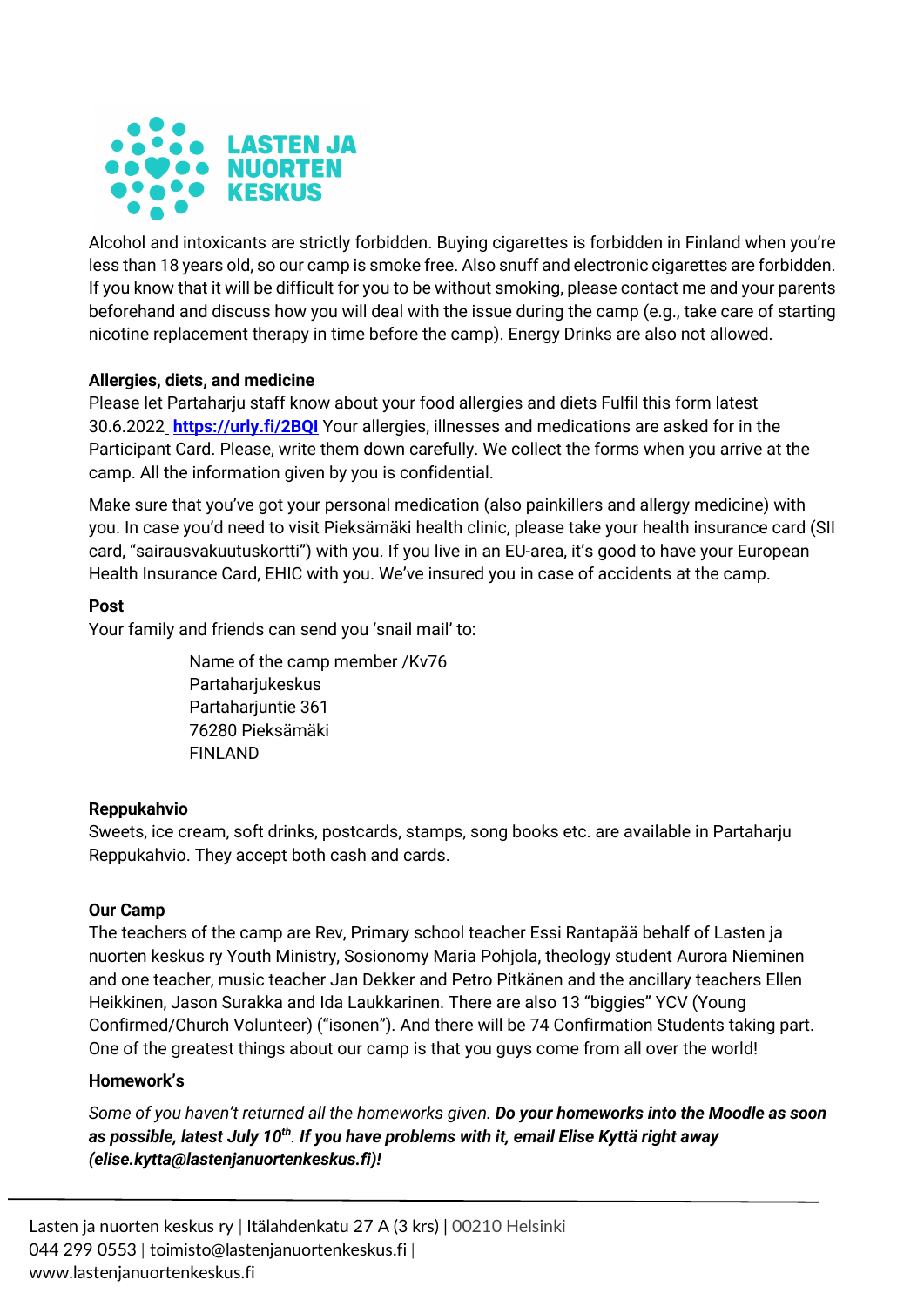Alcohol and intoxicants are strictly forbidden. Buying cigarettes is forbidden in Finland when you're less than 18 years old, so our camp is smoke free. Also snuff and electronic cigarettes are forbidden. If you know that it will be difficult for you to be without smoking, please contact me and your parents beforehand and discuss how you will deal with the issue during the camp (e.g., take care of starting nicotine replacement therapy in time before the camp). Energy Drinks are also not allowed.

**Allergies, diets, and medicine**

Please let Partaharju staff know about your food allergies and diets Fulfil this form latest 30.6.2022 **https://urly.fi/2BQI** Your allergies, illnesses and medications are asked for in the Participant Card. Please, write them down carefully. We collect the forms when you arrive at the camp. All the information given by you is confidential.

Make sure that you've got your personal medication (also painkillers and allergy medicine) with you. In case you'd need to visit Pieksämäki health clinic, please take your health insurance card (SII card, "sairausvakuutuskortti") with you. If you live in an EU-area, it's good to have your European Health Insurance Card, EHIC with you. We've insured you in case of accidents at the camp.

**Post**

Your family and friends can send you 'snail mail' to:

> Name of the camp member /Kv76
> Partaharjukeskus
> Partaharjuntie 361
> 76280 Pieksämäki
> FINLAND

**Reppukahvio**

Sweets, ice cream, soft drinks, postcards, stamps, song books etc. are available in Partaharju Reppukahvio. They accept both cash and cards.

**Our Camp**

The teachers of the camp are Rev, Primary school teacher Essi Rantapää behalf of Lasten ja nuorten keskus ry Youth Ministry, Sosionomy Maria Pohjola, theology student Aurora Nieminen and one teacher, music teacher Jan Dekker and Petro Pitkänen and the ancillary teachers Ellen Heikkinen, Jason Surakka and Ida Laukkarinen. There are also 13 "biggies" YCV (Young Confirmed/Church Volunteer) ("isonen"). And there will be 74 Confirmation Students taking part. One of the greatest things about our camp is that you guys come from all over the world!

**Homework's**

*Some of you haven't returned all the homeworks given.* ***Do your homeworks into the Moodle as soon as possible, latest July 10th. If you have problems with it, email Elise Kyttä right away (elise.kytta@lastenjanuortenkeskus.fi)!***

Lasten ja nuorten keskus ry | Itälahdenkatu 27 A (3 krs) | 00210 Helsinki
044 299 0553 | toimisto@lastenjanuortenkeskus.fi |
www.lastenjanuortenkeskus.fi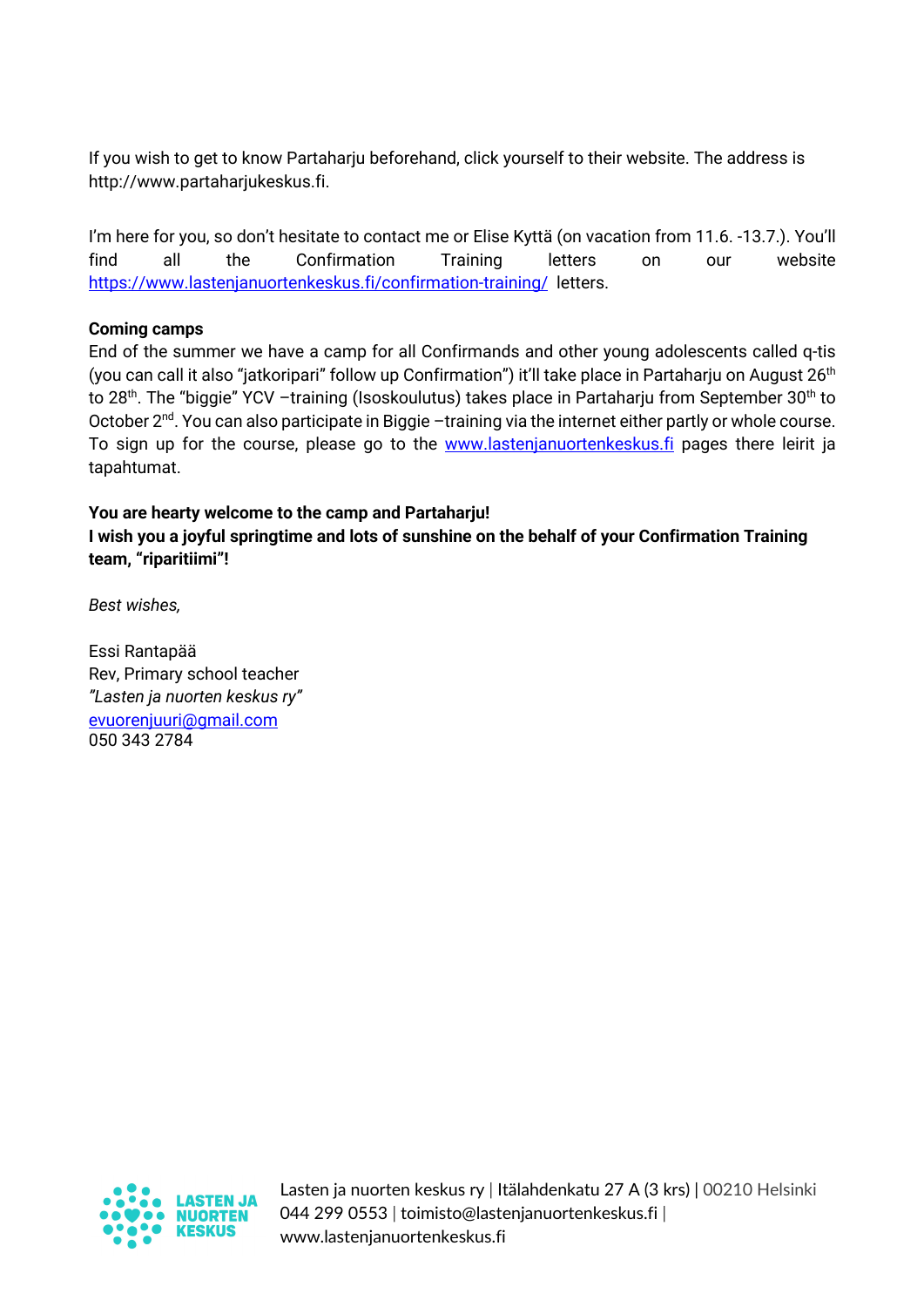If you wish to get to know Partaharju beforehand, click yourself to their website. The address is http://www.partaharjukeskus.fi.

I'm here for you, so don't hesitate to contact me or Elise Kyttä (on vacation from 11.6. -13.7.). You'll find all the Confirmation Training letters on our website https://www.lastenjanuortenkeskus.fi/confirmation-training/ letters.

**Coming camps**

End of the summer we have a camp for all Confirmands and other young adolescents called q-tis (you can call it also "jatkoripari" follow up Confirmation") it'll take place in Partaharju on August 26th to 28th. The "biggie" YCV –training (Isoskoulutus) takes place in Partaharju from September 30th to October 2nd. You can also participate in Biggie –training via the internet either partly or whole course. To sign up for the course, please go to the www.lastenjanuortenkeskus.fi pages there leirit ja tapahtumat.

**You are hearty welcome to the camp and Partaharju!**
**I wish you a joyful springtime and lots of sunshine on the behalf of your Confirmation Training team, "riparitiimi"!**

*Best wishes,*

Essi Rantapää
Rev, Primary school teacher
*"Lasten ja nuorten keskus ry"*
evuorenjuuri@gmail.com
050 343 2784

LASTEN JA NUORTEN KESKUS

Lasten ja nuorten keskus ry | Itälahdenkatu 27 A (3 krs) | 00210 Helsinki
044 299 0553 | toimisto@lastenjanuortenkeskus.fi |
www.lastenjanuortenkeskus.fi